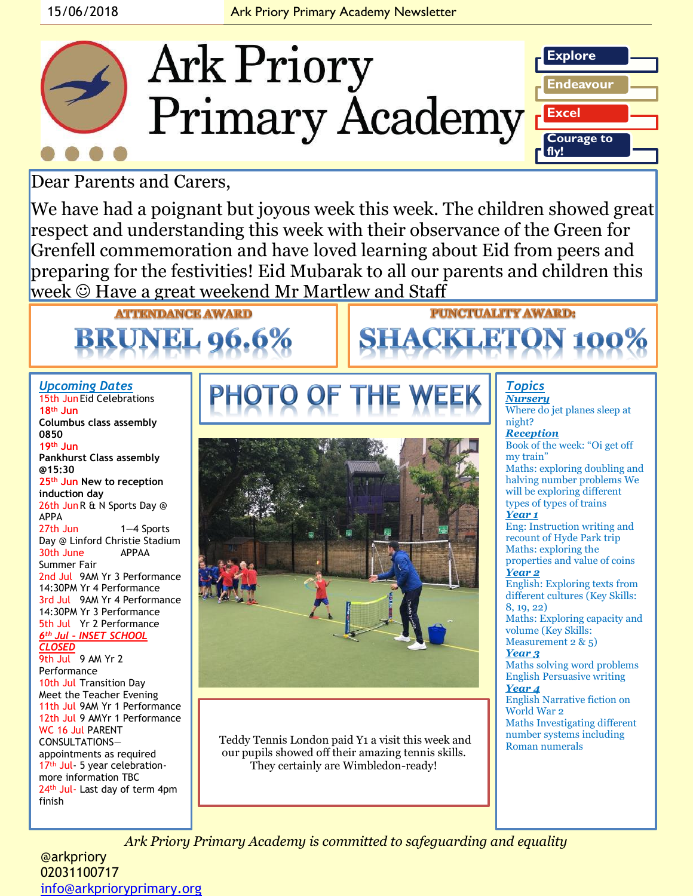# Ark Priory Primary Academy

Explore

Endeavour

Excel

Courage to fly!

Dear Parents and Carers,

We have had a poignant but joyous week this week. The children showed great respect and understanding this week with their observance of the Green for Grenfell commemoration and have loved learning about Eid from peers and preparing for the festivities! Eid Mubarak to all our parents and children this week ☺ Have a great weekend Mr Martlew and Staff

## ATTENDANCE AWARD

**BRUNEL 96.6%**

## PUNCTUALITY AWARD:

**SHACKLETON 100%**

## *Upcoming Dates*

15th Jun Eid Celebrations

**18th Jun**
**Columbus class assembly 0850**

**19th Jun**
**Pankhurst Class assembly @15:30**

**25th Jun New to reception induction day**

26th Jun R & N Sports Day @ APPA

27th Jun 1—4 Sports Day @ Linford Christie Stadium

30th June APPAA Summer Fair

2nd Jul 9AM Yr 3 Performance 14:30PM Yr 4 Performance

3rd Jul 9AM Yr 4 Performance 14:30PM Yr 3 Performance

5th Jul Yr 2 Performance

***6th Jul - INSET SCHOOL CLOSED***

9th Jul 9 AM Yr 2 Performance

10th Jul Transition Day Meet the Teacher Evening

11th Jul 9AM Yr 1 Performance

12th Jul 9 AMYr 1 Performance

WC 16 Jul PARENT CONSULTATIONS—appointments as required

17th Jul- 5 year celebration- more information TBC

24th Jul- Last day of term 4pm finish

## PHOTO OF THE WEEK

Teddy Tennis London paid Y1 a visit this week and our pupils showed off their amazing tennis skills. They certainly are Wimbledon-ready!

## *Topics*

***Nursery***

Where do jet planes sleep at night?

***Reception***

Book of the week: "Oi get off my train"

Maths: exploring doubling and halving number problems We will be exploring different types of types of trains

***Year 1***

Eng: Instruction writing and recount of Hyde Park trip

Maths: exploring the properties and value of coins

***Year 2***

English: Exploring texts from different cultures (Key Skills: 8, 19, 22)

Maths: Exploring capacity and volume (Key Skills: Measurement 2 & 5)

***Year 3***

Maths solving word problems

English Persuasive writing

***Year 4***

English Narrative fiction on World War 2

Maths Investigating different number systems including Roman numerals

*Ark Priory Primary Academy is committed to safeguarding and equality*

@arkpriory
02031100717
info@arkprioryprimary.org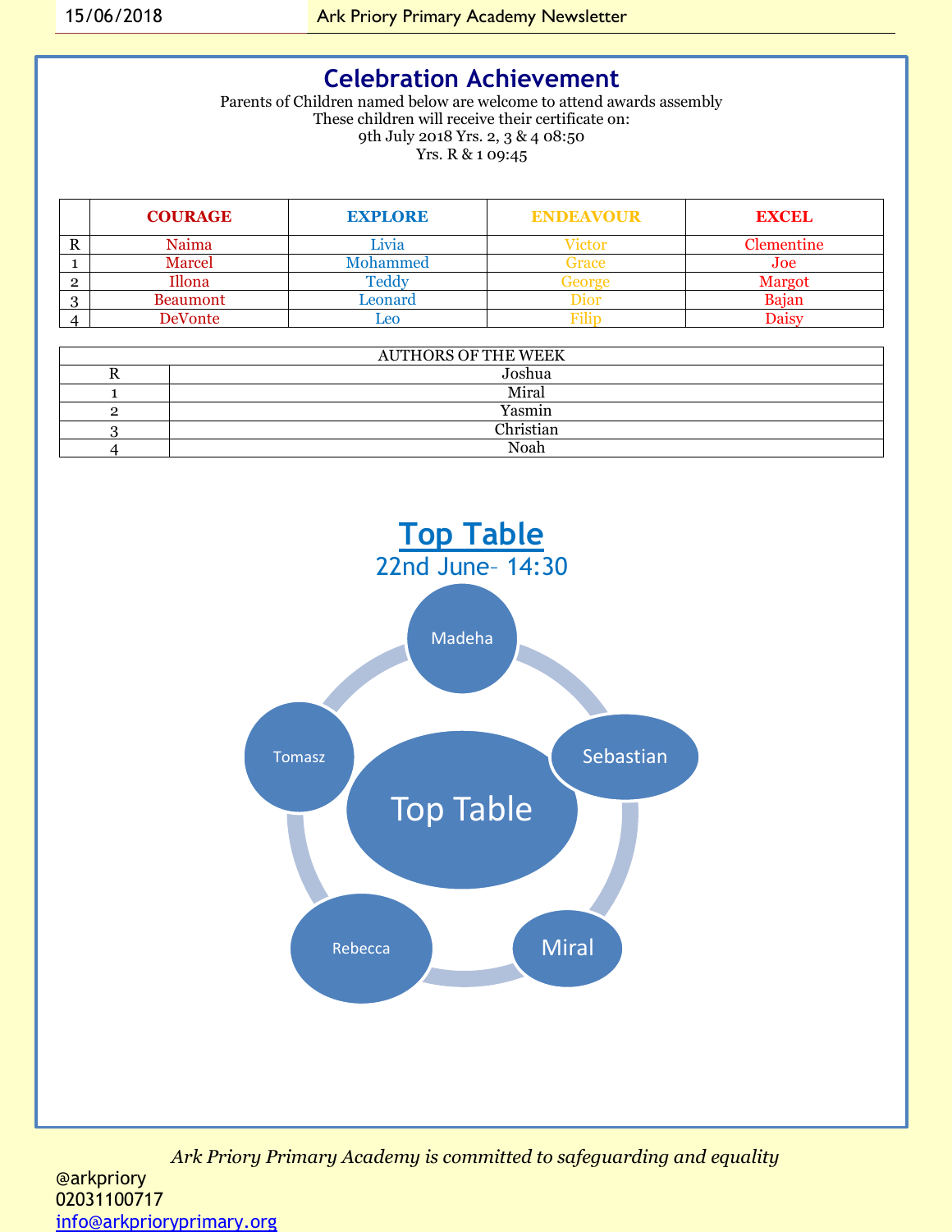# Celebration Achievement

Parents of Children named below are welcome to attend awards assembly
These children will receive their certificate on:
9th July 2018 Yrs. 2, 3 & 4 08:50
Yrs. R & 1 09:45

| | COURAGE | EXPLORE | ENDEAVOUR | EXCEL |
|---|---|---|---|---|
| R | Naima | Livia | Victor | Clementine |
| 1 | Marcel | Mohammed | Grace | Joe |
| 2 | Illona | Teddy | George | Margot |
| 3 | Beaumont | Leonard | Dior | Bajan |
| 4 | DeVonte | Leo | Filip | Daisy |

| AUTHORS OF THE WEEK | |
|---|---|
| R | Joshua |
| 1 | Miral |
| 2 | Yasmin |
| 3 | Christian |
| 4 | Noah |

## Top Table

22nd June– 14:30

Top Table

- Madeha
- Sebastian
- Miral
- Rebecca
- Tomasz

*Ark Priory Primary Academy is committed to safeguarding and equality*

@arkpriory
02031100717
info@arkprioryprimary.org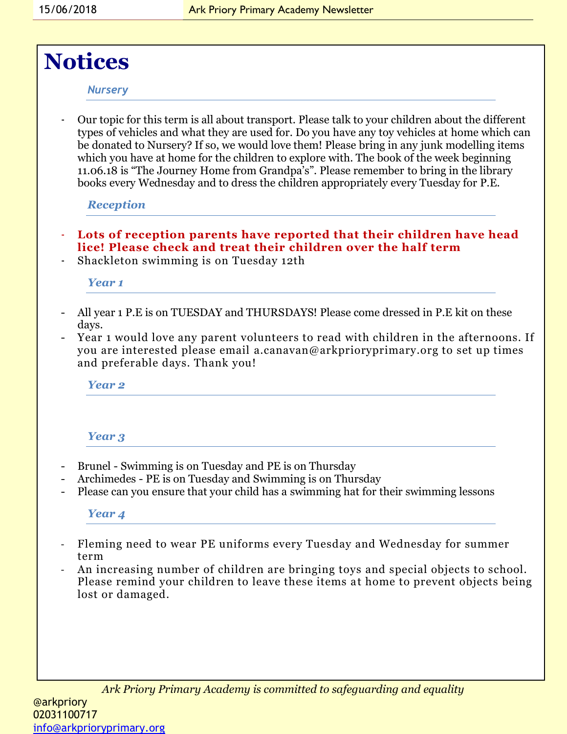# Notices

### *Nursery*

- Our topic for this term is all about transport. Please talk to your children about the different types of vehicles and what they are used for. Do you have any toy vehicles at home which can be donated to Nursery? If so, we would love them! Please bring in any junk modelling items which you have at home for the children to explore with. The book of the week beginning 11.06.18 is "The Journey Home from Grandpa's". Please remember to bring in the library books every Wednesday and to dress the children appropriately every Tuesday for P.E.

### *Reception*

- **Lots of reception parents have reported that their children have head lice! Please check and treat their children over the half term**
- Shackleton swimming is on Tuesday 12th

### *Year 1*

- All year 1 P.E is on TUESDAY and THURSDAYS! Please come dressed in P.E kit on these days.
- Year 1 would love any parent volunteers to read with children in the afternoons. If you are interested please email a.canavan@arkprioryprimary.org to set up times and preferable days. Thank you!

### *Year 2*

### *Year 3*

- Brunel - Swimming is on Tuesday and PE is on Thursday
- Archimedes - PE is on Tuesday and Swimming is on Thursday
- Please can you ensure that your child has a swimming hat for their swimming lessons

### *Year 4*

- Fleming need to wear PE uniforms every Tuesday and Wednesday for summer term
- An increasing number of children are bringing toys and special objects to school. Please remind your children to leave these items at home to prevent objects being lost or damaged.

*Ark Priory Primary Academy is committed to safeguarding and equality*

@arkpriory
02031100717
info@arkprioryprimary.org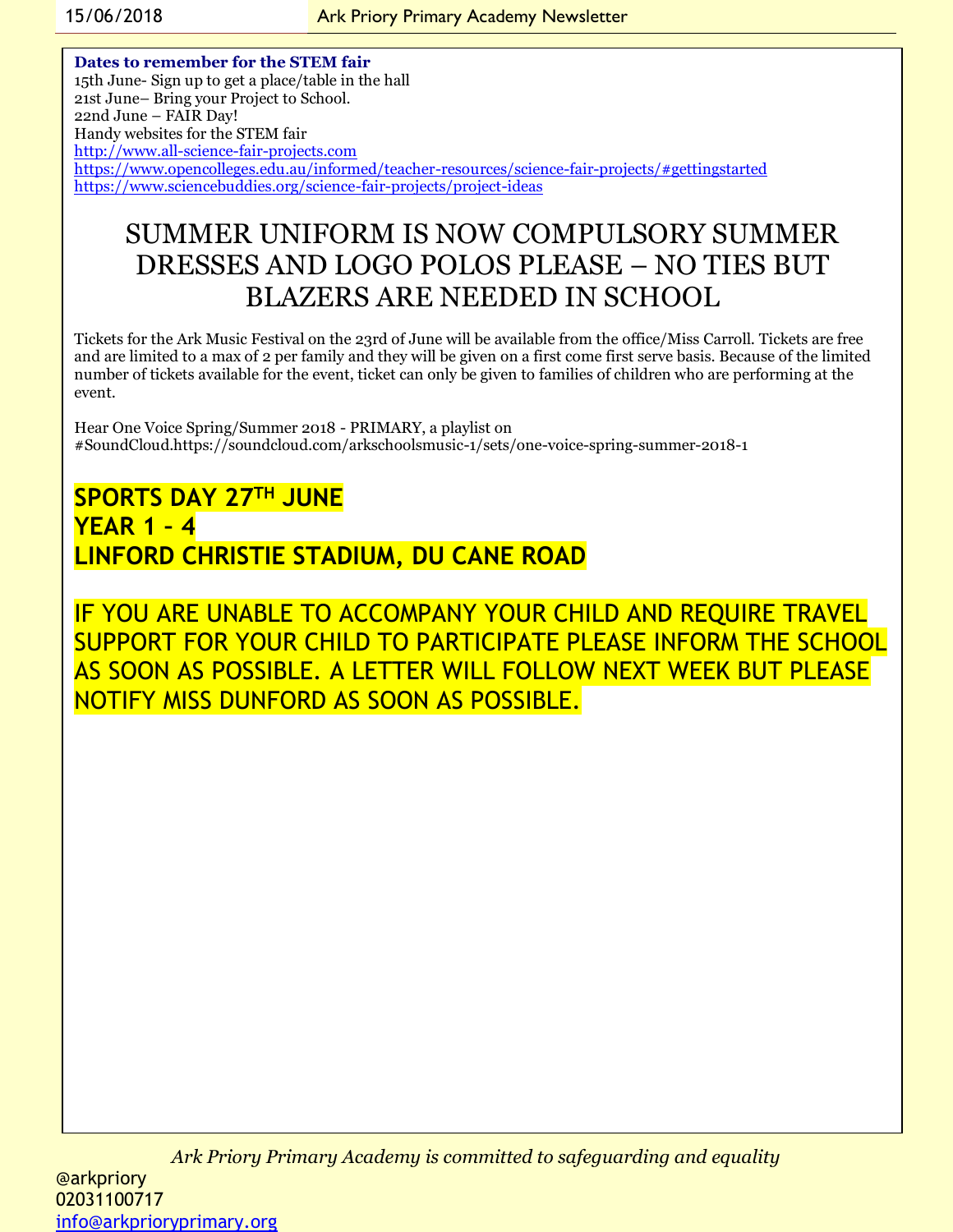**Dates to remember for the STEM fair**
15th June- Sign up to get a place/table in the hall
21st June– Bring your Project to School.
22nd June – FAIR Day!
Handy websites for the STEM fair
http://www.all-science-fair-projects.com
https://www.opencolleges.edu.au/informed/teacher-resources/science-fair-projects/#gettingstarted
https://www.sciencebuddies.org/science-fair-projects/project-ideas

## SUMMER UNIFORM IS NOW COMPULSORY SUMMER DRESSES AND LOGO POLOS PLEASE – NO TIES BUT BLAZERS ARE NEEDED IN SCHOOL

Tickets for the Ark Music Festival on the 23rd of June will be available from the office/Miss Carroll. Tickets are free and are limited to a max of 2 per family and they will be given on a first come first serve basis. Because of the limited number of tickets available for the event, ticket can only be given to families of children who are performing at the event.

Hear One Voice Spring/Summer 2018 - PRIMARY, a playlist on #SoundCloud.https://soundcloud.com/arkschoolsmusic-1/sets/one-voice-spring-summer-2018-1

**SPORTS DAY 27TH JUNE**
**YEAR 1 – 4**
**LINFORD CHRISTIE STADIUM, DU CANE ROAD**

IF YOU ARE UNABLE TO ACCOMPANY YOUR CHILD AND REQUIRE TRAVEL SUPPORT FOR YOUR CHILD TO PARTICIPATE PLEASE INFORM THE SCHOOL AS SOON AS POSSIBLE. A LETTER WILL FOLLOW NEXT WEEK BUT PLEASE NOTIFY MISS DUNFORD AS SOON AS POSSIBLE.

*Ark Priory Primary Academy is committed to safeguarding and equality*

@arkpriory
02031100717
info@arkprioryprimary.org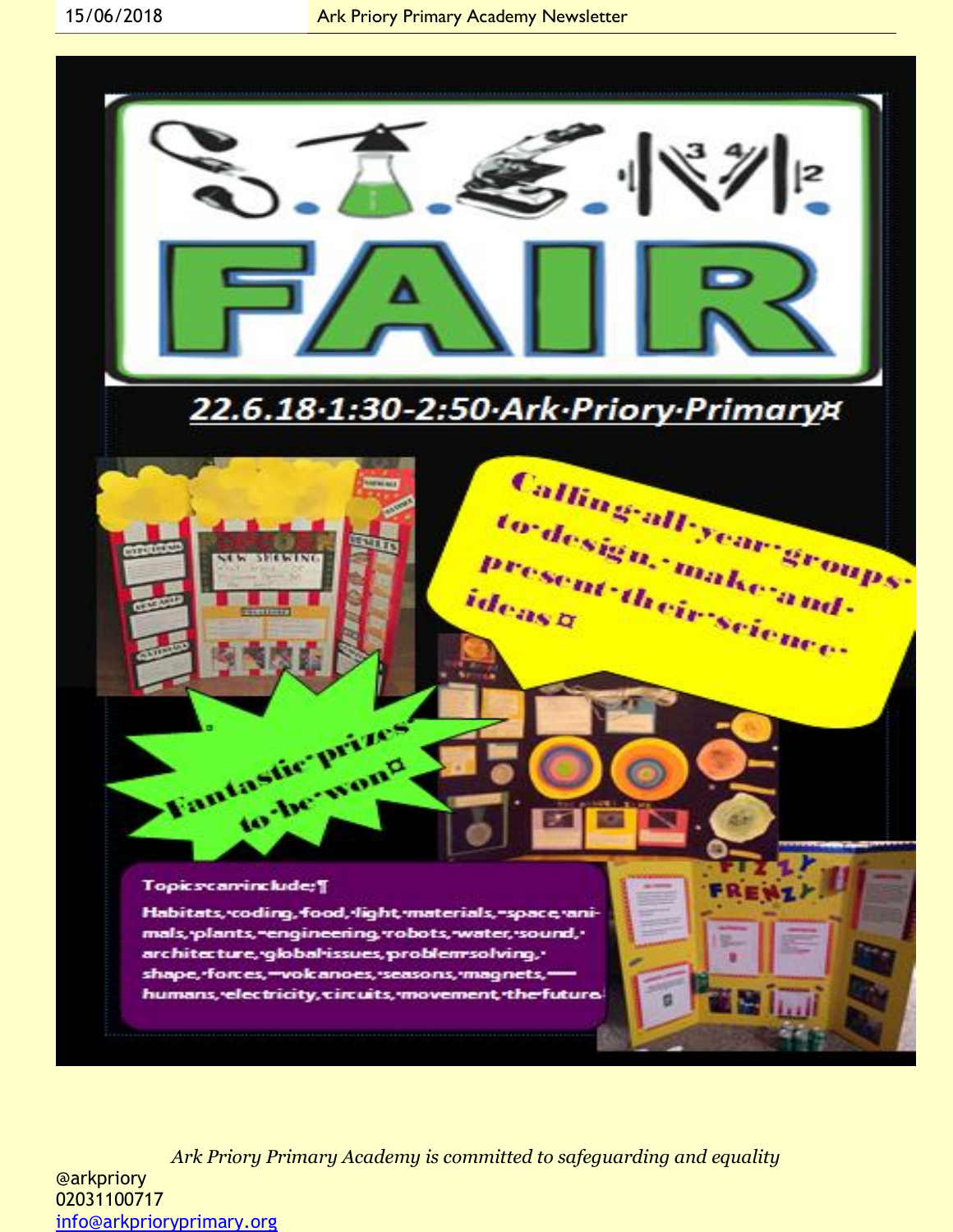# S.T.E.M. FAIR

22.6.18 1:30-2:50 Ark Priory Primary

Calling all year groups to design, make and present their science ideas

Fantastic prizes to be won

Topics can include:

Habitats, coding, food, light, materials, space, animals, plants, engineering, robots, water, sound, architecture, global issues, problem solving, shape, forces, volcanoes, seasons, magnets, humans, electricity, circuits, movement, the future

*Ark Priory Primary Academy is committed to safeguarding and equality*

@arkpriory
02031100717
info@arkprioryprimary.org